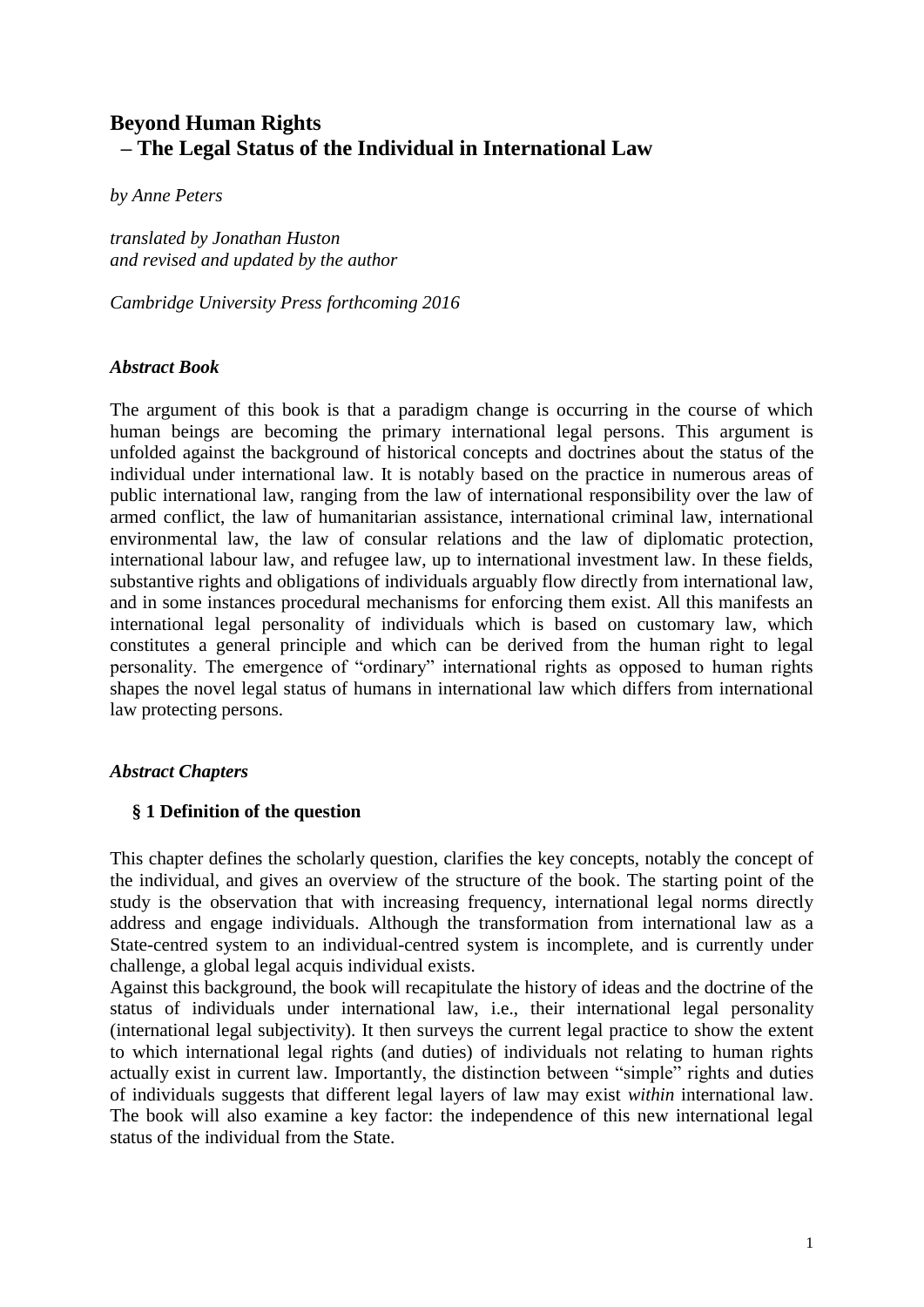# Beyond Human Rights
## – The Legal Status of the Individual in International Law

*by Anne Peters*

*translated by Jonathan Huston*
*and revised and updated by the author*

*Cambridge University Press forthcoming 2016*

### *Abstract Book*

The argument of this book is that a paradigm change is occurring in the course of which human beings are becoming the primary international legal persons. This argument is unfolded against the background of historical concepts and doctrines about the status of the individual under international law. It is notably based on the practice in numerous areas of public international law, ranging from the law of international responsibility over the law of armed conflict, the law of humanitarian assistance, international criminal law, international environmental law, the law of consular relations and the law of diplomatic protection, international labour law, and refugee law, up to international investment law. In these fields, substantive rights and obligations of individuals arguably flow directly from international law, and in some instances procedural mechanisms for enforcing them exist. All this manifests an international legal personality of individuals which is based on customary law, which constitutes a general principle and which can be derived from the human right to legal personality. The emergence of "ordinary" international rights as opposed to human rights shapes the novel legal status of humans in international law which differs from international law protecting persons.

### *Abstract Chapters*

#### § 1 Definition of the question

This chapter defines the scholarly question, clarifies the key concepts, notably the concept of the individual, and gives an overview of the structure of the book. The starting point of the study is the observation that with increasing frequency, international legal norms directly address and engage individuals. Although the transformation from international law as a State-centred system to an individual-centred system is incomplete, and is currently under challenge, a global legal acquis individual exists.

Against this background, the book will recapitulate the history of ideas and the doctrine of the status of individuals under international law, i.e., their international legal personality (international legal subjectivity). It then surveys the current legal practice to show the extent to which international legal rights (and duties) of individuals not relating to human rights actually exist in current law. Importantly, the distinction between "simple" rights and duties of individuals suggests that different legal layers of law may exist *within* international law. The book will also examine a key factor: the independence of this new international legal status of the individual from the State.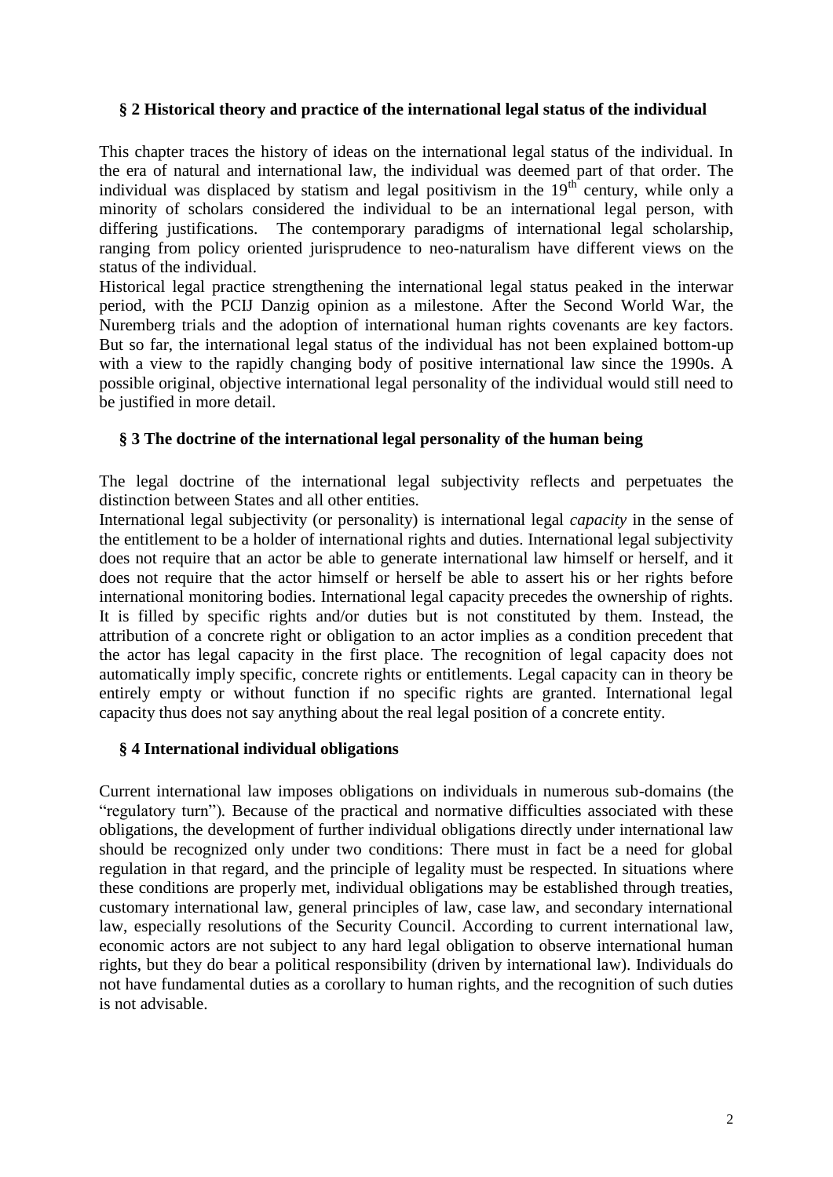## § 2 Historical theory and practice of the international legal status of the individual

This chapter traces the history of ideas on the international legal status of the individual. In the era of natural and international law, the individual was deemed part of that order. The individual was displaced by statism and legal positivism in the 19th century, while only a minority of scholars considered the individual to be an international legal person, with differing justifications. The contemporary paradigms of international legal scholarship, ranging from policy oriented jurisprudence to neo-naturalism have different views on the status of the individual.

Historical legal practice strengthening the international legal status peaked in the interwar period, with the PCIJ Danzig opinion as a milestone. After the Second World War, the Nuremberg trials and the adoption of international human rights covenants are key factors. But so far, the international legal status of the individual has not been explained bottom-up with a view to the rapidly changing body of positive international law since the 1990s. A possible original, objective international legal personality of the individual would still need to be justified in more detail.

## § 3 The doctrine of the international legal personality of the human being

The legal doctrine of the international legal subjectivity reflects and perpetuates the distinction between States and all other entities.

International legal subjectivity (or personality) is international legal *capacity* in the sense of the entitlement to be a holder of international rights and duties. International legal subjectivity does not require that an actor be able to generate international law himself or herself, and it does not require that the actor himself or herself be able to assert his or her rights before international monitoring bodies. International legal capacity precedes the ownership of rights. It is filled by specific rights and/or duties but is not constituted by them. Instead, the attribution of a concrete right or obligation to an actor implies as a condition precedent that the actor has legal capacity in the first place. The recognition of legal capacity does not automatically imply specific, concrete rights or entitlements. Legal capacity can in theory be entirely empty or without function if no specific rights are granted. International legal capacity thus does not say anything about the real legal position of a concrete entity.

## § 4 International individual obligations

Current international law imposes obligations on individuals in numerous sub-domains (the "regulatory turn"). Because of the practical and normative difficulties associated with these obligations, the development of further individual obligations directly under international law should be recognized only under two conditions: There must in fact be a need for global regulation in that regard, and the principle of legality must be respected. In situations where these conditions are properly met, individual obligations may be established through treaties, customary international law, general principles of law, case law, and secondary international law, especially resolutions of the Security Council. According to current international law, economic actors are not subject to any hard legal obligation to observe international human rights, but they do bear a political responsibility (driven by international law). Individuals do not have fundamental duties as a corollary to human rights, and the recognition of such duties is not advisable.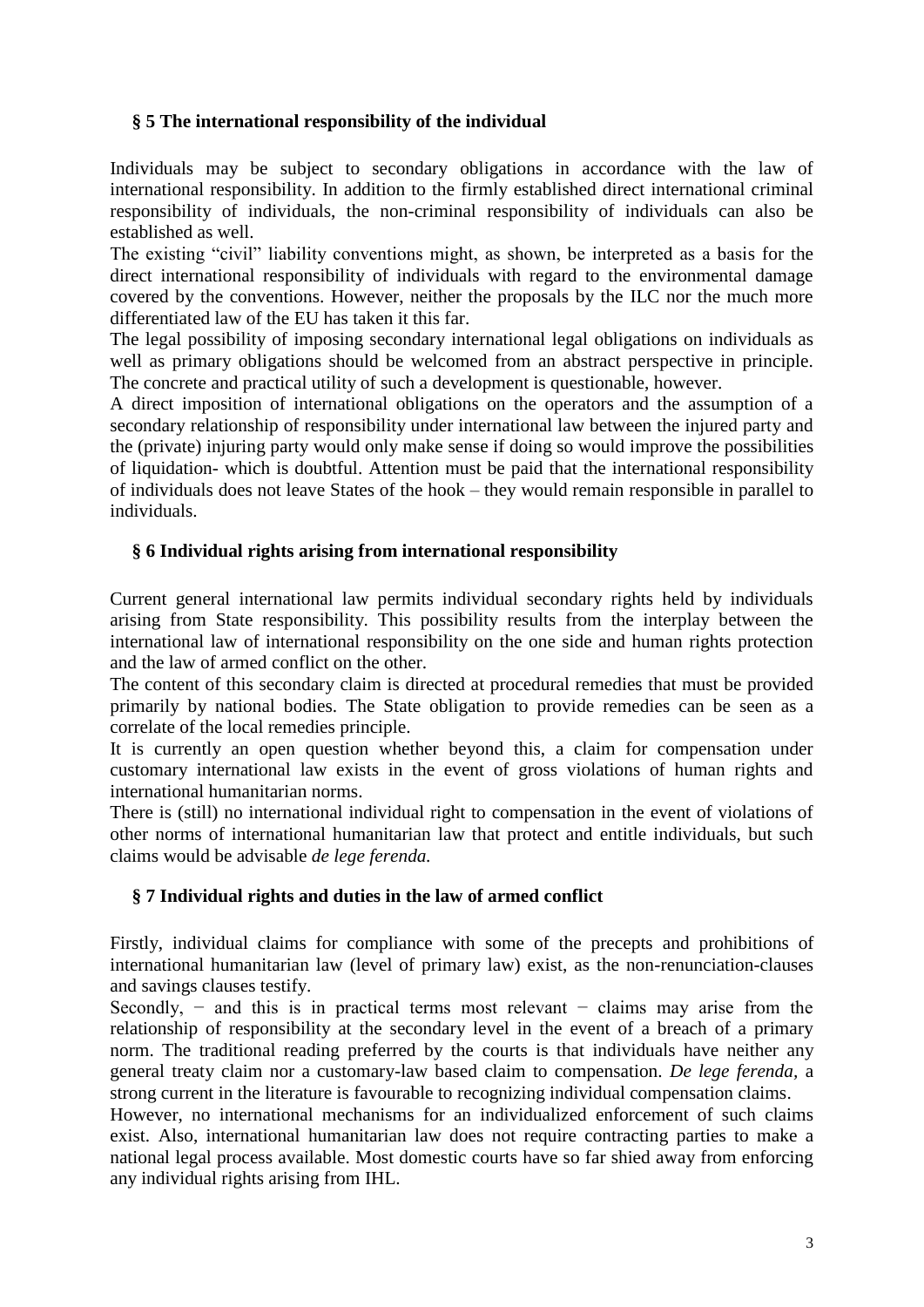## § 5 The international responsibility of the individual

Individuals may be subject to secondary obligations in accordance with the law of international responsibility. In addition to the firmly established direct international criminal responsibility of individuals, the non-criminal responsibility of individuals can also be established as well.

The existing "civil" liability conventions might, as shown, be interpreted as a basis for the direct international responsibility of individuals with regard to the environmental damage covered by the conventions. However, neither the proposals by the ILC nor the much more differentiated law of the EU has taken it this far.

The legal possibility of imposing secondary international legal obligations on individuals as well as primary obligations should be welcomed from an abstract perspective in principle. The concrete and practical utility of such a development is questionable, however.

A direct imposition of international obligations on the operators and the assumption of a secondary relationship of responsibility under international law between the injured party and the (private) injuring party would only make sense if doing so would improve the possibilities of liquidation- which is doubtful. Attention must be paid that the international responsibility of individuals does not leave States of the hook – they would remain responsible in parallel to individuals.

## § 6 Individual rights arising from international responsibility

Current general international law permits individual secondary rights held by individuals arising from State responsibility. This possibility results from the interplay between the international law of international responsibility on the one side and human rights protection and the law of armed conflict on the other.

The content of this secondary claim is directed at procedural remedies that must be provided primarily by national bodies. The State obligation to provide remedies can be seen as a correlate of the local remedies principle.

It is currently an open question whether beyond this, a claim for compensation under customary international law exists in the event of gross violations of human rights and international humanitarian norms.

There is (still) no international individual right to compensation in the event of violations of other norms of international humanitarian law that protect and entitle individuals, but such claims would be advisable *de lege ferenda.*

## § 7 Individual rights and duties in the law of armed conflict

Firstly, individual claims for compliance with some of the precepts and prohibitions of international humanitarian law (level of primary law) exist, as the non-renunciation-clauses and savings clauses testify.

Secondly, − and this is in practical terms most relevant − claims may arise from the relationship of responsibility at the secondary level in the event of a breach of a primary norm. The traditional reading preferred by the courts is that individuals have neither any general treaty claim nor a customary-law based claim to compensation. *De lege ferenda*, a strong current in the literature is favourable to recognizing individual compensation claims.

However, no international mechanisms for an individualized enforcement of such claims exist. Also, international humanitarian law does not require contracting parties to make a national legal process available. Most domestic courts have so far shied away from enforcing any individual rights arising from IHL.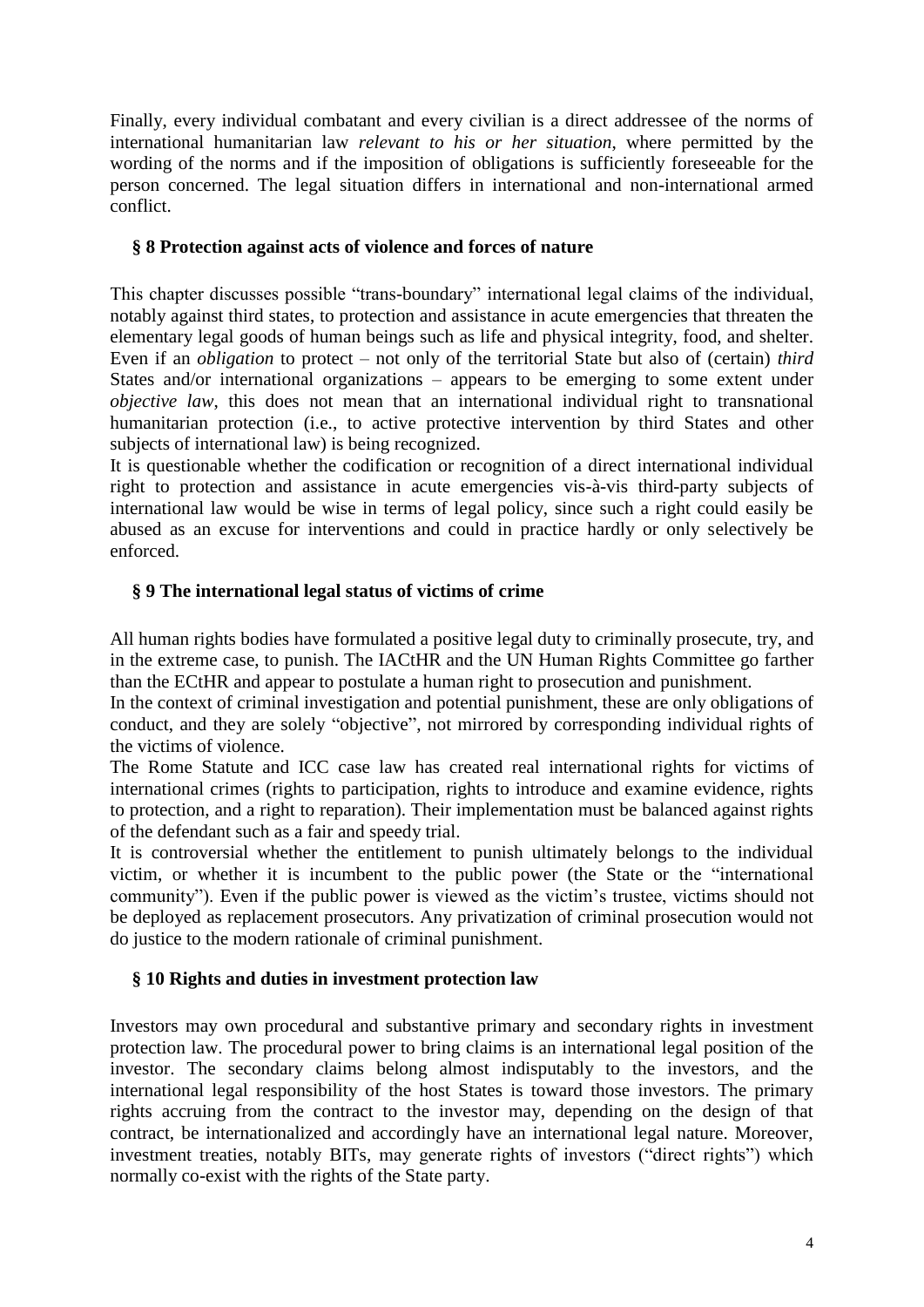Finally, every individual combatant and every civilian is a direct addressee of the norms of international humanitarian law *relevant to his or her situation*, where permitted by the wording of the norms and if the imposition of obligations is sufficiently foreseeable for the person concerned. The legal situation differs in international and non-international armed conflict.

## § 8 Protection against acts of violence and forces of nature

This chapter discusses possible "trans-boundary" international legal claims of the individual, notably against third states, to protection and assistance in acute emergencies that threaten the elementary legal goods of human beings such as life and physical integrity, food, and shelter. Even if an *obligation* to protect – not only of the territorial State but also of (certain) *third* States and/or international organizations – appears to be emerging to some extent under *objective law*, this does not mean that an international individual right to transnational humanitarian protection (i.e., to active protective intervention by third States and other subjects of international law) is being recognized.

It is questionable whether the codification or recognition of a direct international individual right to protection and assistance in acute emergencies vis-à-vis third-party subjects of international law would be wise in terms of legal policy, since such a right could easily be abused as an excuse for interventions and could in practice hardly or only selectively be enforced.

## § 9 The international legal status of victims of crime

All human rights bodies have formulated a positive legal duty to criminally prosecute, try, and in the extreme case, to punish. The IACtHR and the UN Human Rights Committee go farther than the ECtHR and appear to postulate a human right to prosecution and punishment.

In the context of criminal investigation and potential punishment, these are only obligations of conduct, and they are solely "objective", not mirrored by corresponding individual rights of the victims of violence.

The Rome Statute and ICC case law has created real international rights for victims of international crimes (rights to participation, rights to introduce and examine evidence, rights to protection, and a right to reparation). Their implementation must be balanced against rights of the defendant such as a fair and speedy trial.

It is controversial whether the entitlement to punish ultimately belongs to the individual victim, or whether it is incumbent to the public power (the State or the "international community"). Even if the public power is viewed as the victim's trustee, victims should not be deployed as replacement prosecutors. Any privatization of criminal prosecution would not do justice to the modern rationale of criminal punishment.

## § 10 Rights and duties in investment protection law

Investors may own procedural and substantive primary and secondary rights in investment protection law. The procedural power to bring claims is an international legal position of the investor. The secondary claims belong almost indisputably to the investors, and the international legal responsibility of the host States is toward those investors. The primary rights accruing from the contract to the investor may, depending on the design of that contract, be internationalized and accordingly have an international legal nature. Moreover, investment treaties, notably BITs, may generate rights of investors ("direct rights") which normally co-exist with the rights of the State party.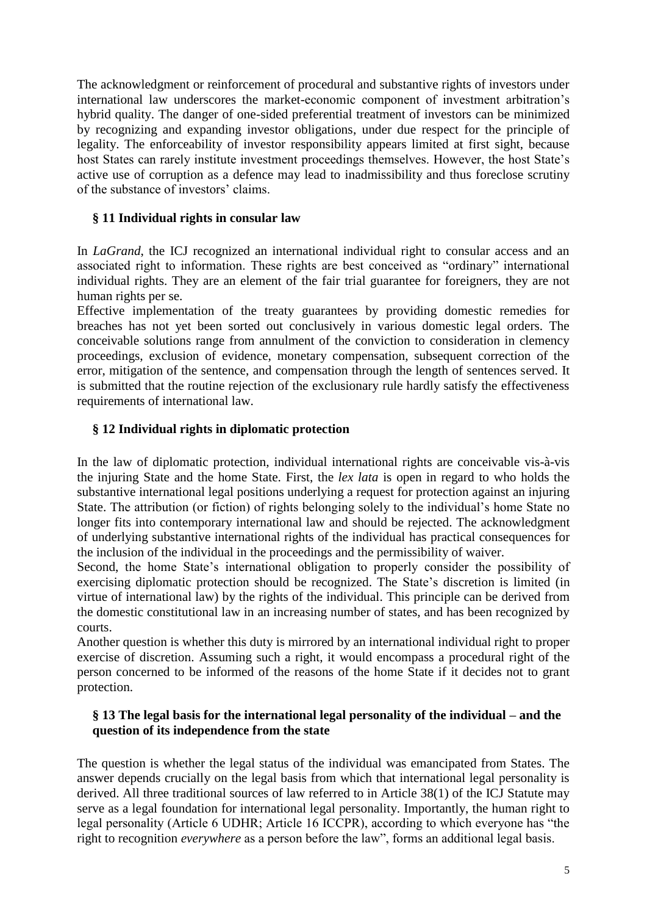The acknowledgment or reinforcement of procedural and substantive rights of investors under international law underscores the market-economic component of investment arbitration's hybrid quality. The danger of one-sided preferential treatment of investors can be minimized by recognizing and expanding investor obligations, under due respect for the principle of legality. The enforceability of investor responsibility appears limited at first sight, because host States can rarely institute investment proceedings themselves. However, the host State's active use of corruption as a defence may lead to inadmissibility and thus foreclose scrutiny of the substance of investors' claims.

## § 11 Individual rights in consular law

In *LaGrand*, the ICJ recognized an international individual right to consular access and an associated right to information. These rights are best conceived as "ordinary" international individual rights. They are an element of the fair trial guarantee for foreigners, they are not human rights per se.

Effective implementation of the treaty guarantees by providing domestic remedies for breaches has not yet been sorted out conclusively in various domestic legal orders. The conceivable solutions range from annulment of the conviction to consideration in clemency proceedings, exclusion of evidence, monetary compensation, subsequent correction of the error, mitigation of the sentence, and compensation through the length of sentences served. It is submitted that the routine rejection of the exclusionary rule hardly satisfy the effectiveness requirements of international law.

## § 12 Individual rights in diplomatic protection

In the law of diplomatic protection, individual international rights are conceivable vis-à-vis the injuring State and the home State. First, the *lex lata* is open in regard to who holds the substantive international legal positions underlying a request for protection against an injuring State. The attribution (or fiction) of rights belonging solely to the individual's home State no longer fits into contemporary international law and should be rejected. The acknowledgment of underlying substantive international rights of the individual has practical consequences for the inclusion of the individual in the proceedings and the permissibility of waiver.

Second, the home State's international obligation to properly consider the possibility of exercising diplomatic protection should be recognized. The State's discretion is limited (in virtue of international law) by the rights of the individual. This principle can be derived from the domestic constitutional law in an increasing number of states, and has been recognized by courts.

Another question is whether this duty is mirrored by an international individual right to proper exercise of discretion. Assuming such a right, it would encompass a procedural right of the person concerned to be informed of the reasons of the home State if it decides not to grant protection.

## § 13 The legal basis for the international legal personality of the individual – and the question of its independence from the state

The question is whether the legal status of the individual was emancipated from States. The answer depends crucially on the legal basis from which that international legal personality is derived. All three traditional sources of law referred to in Article 38(1) of the ICJ Statute may serve as a legal foundation for international legal personality. Importantly, the human right to legal personality (Article 6 UDHR; Article 16 ICCPR), according to which everyone has "the right to recognition *everywhere* as a person before the law", forms an additional legal basis.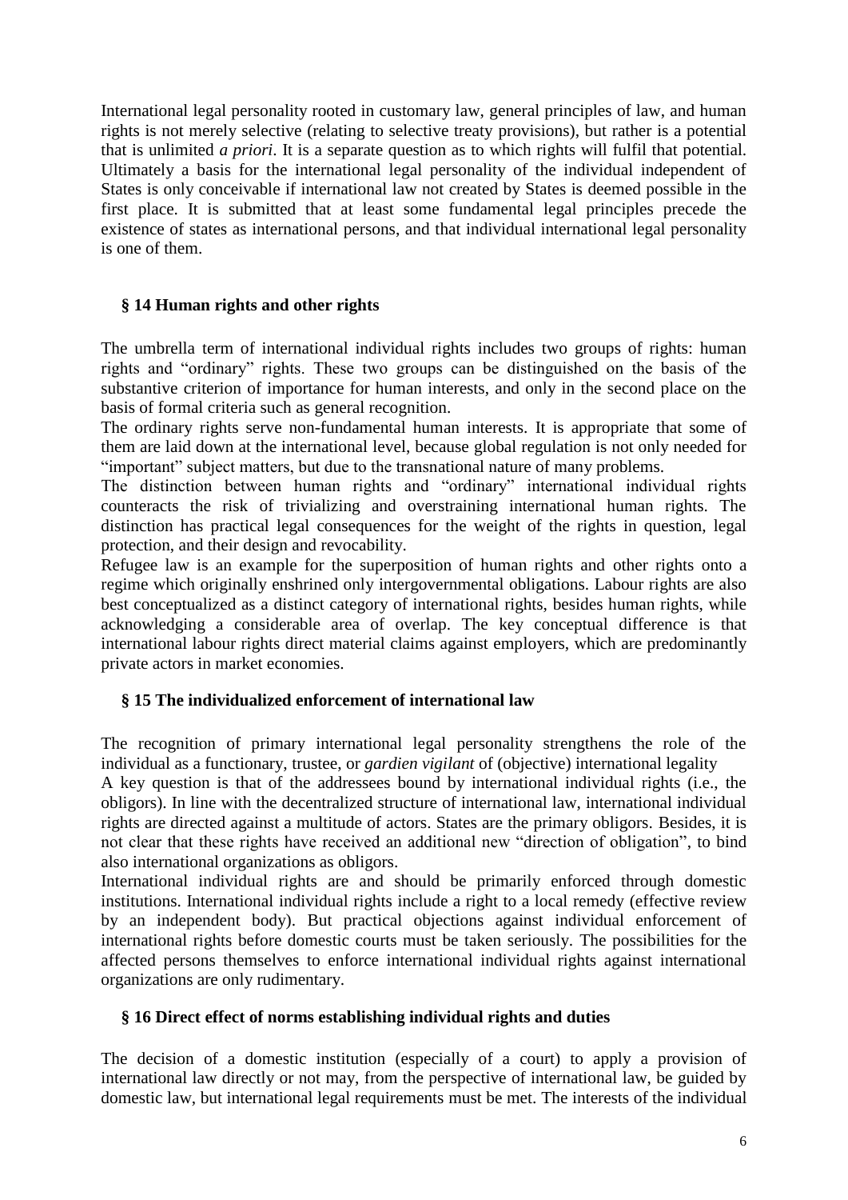International legal personality rooted in customary law, general principles of law, and human rights is not merely selective (relating to selective treaty provisions), but rather is a potential that is unlimited *a priori*. It is a separate question as to which rights will fulfil that potential. Ultimately a basis for the international legal personality of the individual independent of States is only conceivable if international law not created by States is deemed possible in the first place. It is submitted that at least some fundamental legal principles precede the existence of states as international persons, and that individual international legal personality is one of them.

## § 14 Human rights and other rights

The umbrella term of international individual rights includes two groups of rights: human rights and "ordinary" rights. These two groups can be distinguished on the basis of the substantive criterion of importance for human interests, and only in the second place on the basis of formal criteria such as general recognition.

The ordinary rights serve non-fundamental human interests. It is appropriate that some of them are laid down at the international level, because global regulation is not only needed for "important" subject matters, but due to the transnational nature of many problems.

The distinction between human rights and "ordinary" international individual rights counteracts the risk of trivializing and overstraining international human rights. The distinction has practical legal consequences for the weight of the rights in question, legal protection, and their design and revocability.

Refugee law is an example for the superposition of human rights and other rights onto a regime which originally enshrined only intergovernmental obligations. Labour rights are also best conceptualized as a distinct category of international rights, besides human rights, while acknowledging a considerable area of overlap. The key conceptual difference is that international labour rights direct material claims against employers, which are predominantly private actors in market economies.

## § 15 The individualized enforcement of international law

The recognition of primary international legal personality strengthens the role of the individual as a functionary, trustee, or *gardien vigilant* of (objective) international legality

A key question is that of the addressees bound by international individual rights (i.e., the obligors). In line with the decentralized structure of international law, international individual rights are directed against a multitude of actors. States are the primary obligors. Besides, it is not clear that these rights have received an additional new "direction of obligation", to bind also international organizations as obligors.

International individual rights are and should be primarily enforced through domestic institutions. International individual rights include a right to a local remedy (effective review by an independent body). But practical objections against individual enforcement of international rights before domestic courts must be taken seriously. The possibilities for the affected persons themselves to enforce international individual rights against international organizations are only rudimentary.

## § 16 Direct effect of norms establishing individual rights and duties

The decision of a domestic institution (especially of a court) to apply a provision of international law directly or not may, from the perspective of international law, be guided by domestic law, but international legal requirements must be met. The interests of the individual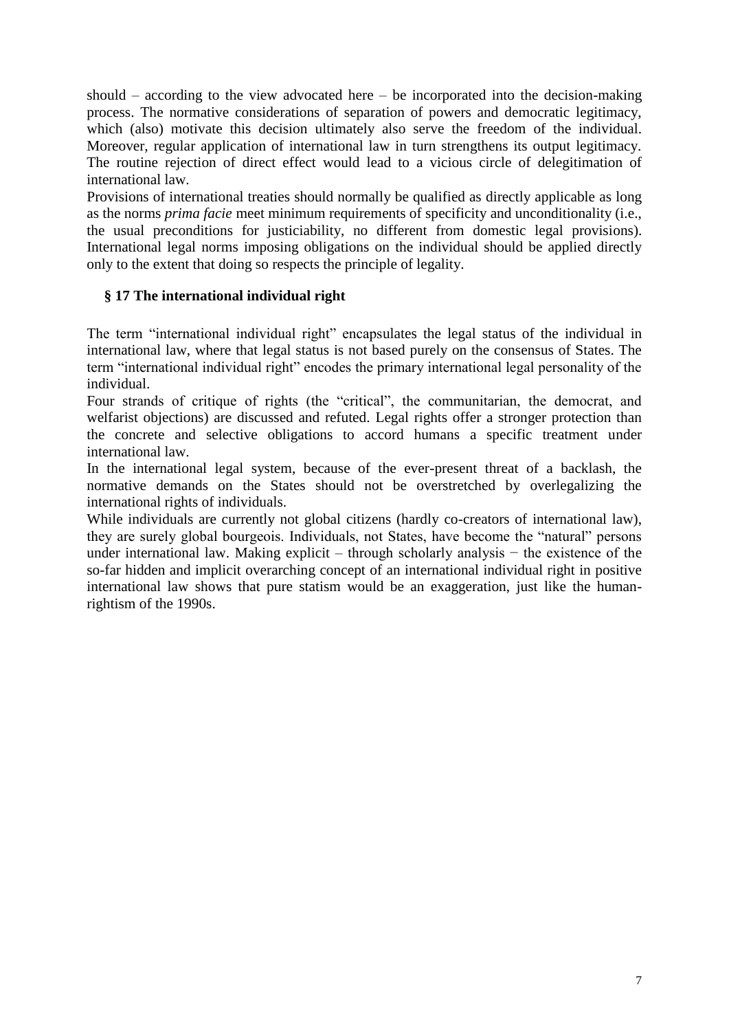should – according to the view advocated here – be incorporated into the decision-making process. The normative considerations of separation of powers and democratic legitimacy, which (also) motivate this decision ultimately also serve the freedom of the individual. Moreover, regular application of international law in turn strengthens its output legitimacy. The routine rejection of direct effect would lead to a vicious circle of delegitimation of international law.

Provisions of international treaties should normally be qualified as directly applicable as long as the norms *prima facie* meet minimum requirements of specificity and unconditionality (i.e., the usual preconditions for justiciability, no different from domestic legal provisions). International legal norms imposing obligations on the individual should be applied directly only to the extent that doing so respects the principle of legality.

## § 17 The international individual right

The term "international individual right" encapsulates the legal status of the individual in international law, where that legal status is not based purely on the consensus of States. The term "international individual right" encodes the primary international legal personality of the individual.

Four strands of critique of rights (the "critical", the communitarian, the democrat, and welfarist objections) are discussed and refuted. Legal rights offer a stronger protection than the concrete and selective obligations to accord humans a specific treatment under international law.

In the international legal system, because of the ever-present threat of a backlash, the normative demands on the States should not be overstretched by overlegalizing the international rights of individuals.

While individuals are currently not global citizens (hardly co-creators of international law), they are surely global bourgeois. Individuals, not States, have become the "natural" persons under international law. Making explicit – through scholarly analysis − the existence of the so-far hidden and implicit overarching concept of an international individual right in positive international law shows that pure statism would be an exaggeration, just like the human-rightism of the 1990s.